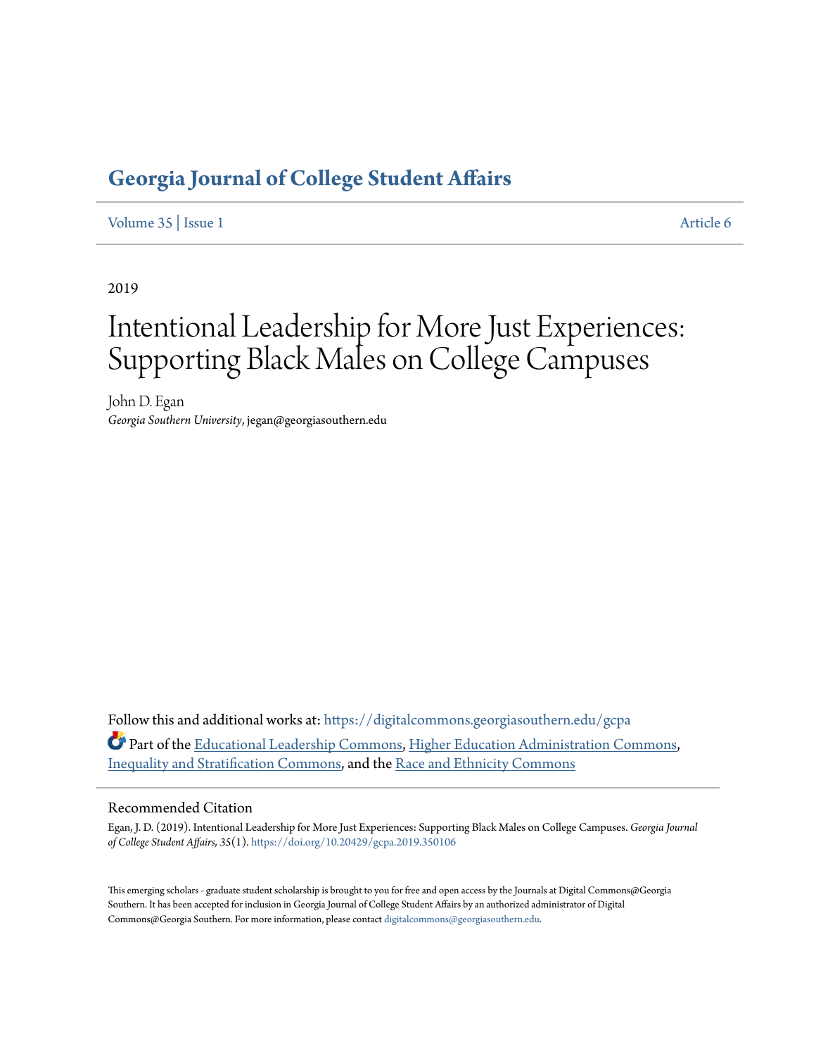# Georgia Journal of College Student Affairs

Volume 35 | Issue 1 Article 6

2019

# Intentional Leadership for More Just Experiences: Supporting Black Males on College Campuses

John D. Egan
*Georgia Southern University*, jegan@georgiasouthern.edu

Follow this and additional works at: https://digitalcommons.georgiasouthern.edu/gcpa

Part of the Educational Leadership Commons, Higher Education Administration Commons, Inequality and Stratification Commons, and the Race and Ethnicity Commons

## Recommended Citation

Egan, J. D. (2019). Intentional Leadership for More Just Experiences: Supporting Black Males on College Campuses. *Georgia Journal of College Student Affairs, 35*(1). https://doi.org/10.20429/gcpa.2019.350106

This emerging scholars - graduate student scholarship is brought to you for free and open access by the Journals at Digital Commons@Georgia Southern. It has been accepted for inclusion in Georgia Journal of College Student Affairs by an authorized administrator of Digital Commons@Georgia Southern. For more information, please contact digitalcommons@georgiasouthern.edu.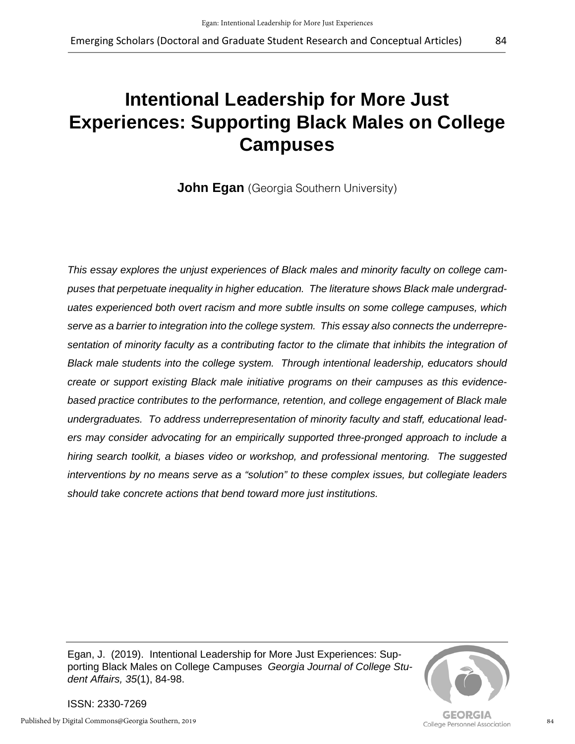# Intentional Leadership for More Just Experiences: Supporting Black Males on College Campuses

**John Egan** (Georgia Southern University)

*This essay explores the unjust experiences of Black males and minority faculty on college campuses that perpetuate inequality in higher education. The literature shows Black male undergraduates experienced both overt racism and more subtle insults on some college campuses, which serve as a barrier to integration into the college system. This essay also connects the underrepresentation of minority faculty as a contributing factor to the climate that inhibits the integration of Black male students into the college system. Through intentional leadership, educators should create or support existing Black male initiative programs on their campuses as this evidence-based practice contributes to the performance, retention, and college engagement of Black male undergraduates. To address underrepresentation of minority faculty and staff, educational leaders may consider advocating for an empirically supported three-pronged approach to include a hiring search toolkit, a biases video or workshop, and professional mentoring. The suggested interventions by no means serve as a "solution" to these complex issues, but collegiate leaders should take concrete actions that bend toward more just institutions.*

Egan, J. (2019). Intentional Leadership for More Just Experiences: Supporting Black Males on College Campuses *Georgia Journal of College Student Affairs, 35*(1), 84-98.

ISSN: 2330-7269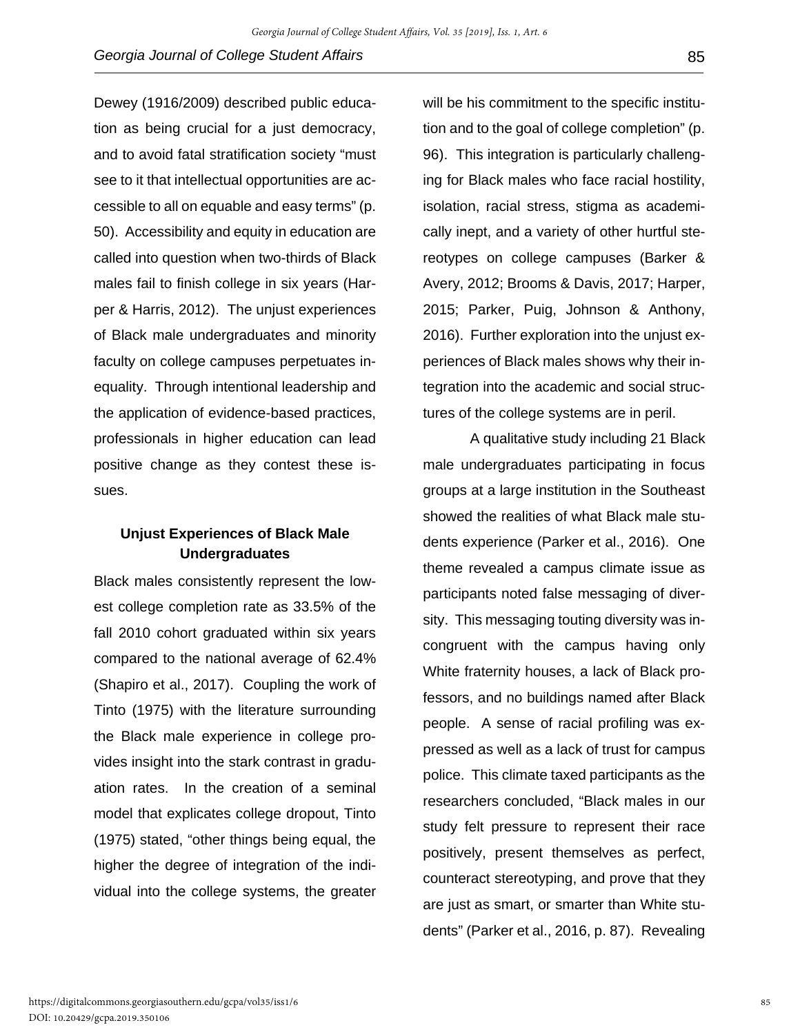Dewey (1916/2009) described public education as being crucial for a just democracy, and to avoid fatal stratification society "must see to it that intellectual opportunities are accessible to all on equable and easy terms" (p. 50). Accessibility and equity in education are called into question when two-thirds of Black males fail to finish college in six years (Harper & Harris, 2012). The unjust experiences of Black male undergraduates and minority faculty on college campuses perpetuates inequality. Through intentional leadership and the application of evidence-based practices, professionals in higher education can lead positive change as they contest these issues.

### Unjust Experiences of Black Male Undergraduates

Black males consistently represent the lowest college completion rate as 33.5% of the fall 2010 cohort graduated within six years compared to the national average of 62.4% (Shapiro et al., 2017). Coupling the work of Tinto (1975) with the literature surrounding the Black male experience in college provides insight into the stark contrast in graduation rates. In the creation of a seminal model that explicates college dropout, Tinto (1975) stated, "other things being equal, the higher the degree of integration of the individual into the college systems, the greater will be his commitment to the specific institution and to the goal of college completion" (p. 96). This integration is particularly challenging for Black males who face racial hostility, isolation, racial stress, stigma as academically inept, and a variety of other hurtful stereotypes on college campuses (Barker & Avery, 2012; Brooms & Davis, 2017; Harper, 2015; Parker, Puig, Johnson & Anthony, 2016). Further exploration into the unjust experiences of Black males shows why their integration into the academic and social structures of the college systems are in peril.

A qualitative study including 21 Black male undergraduates participating in focus groups at a large institution in the Southeast showed the realities of what Black male students experience (Parker et al., 2016). One theme revealed a campus climate issue as participants noted false messaging of diversity. This messaging touting diversity was incongruent with the campus having only White fraternity houses, a lack of Black professors, and no buildings named after Black people. A sense of racial profiling was expressed as well as a lack of trust for campus police. This climate taxed participants as the researchers concluded, "Black males in our study felt pressure to represent their race positively, present themselves as perfect, counteract stereotyping, and prove that they are just as smart, or smarter than White students" (Parker et al., 2016, p. 87). Revealing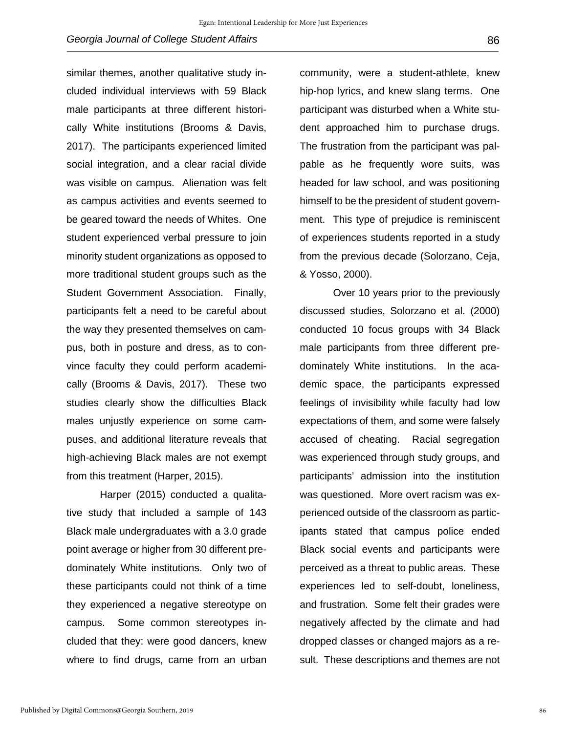similar themes, another qualitative study included individual interviews with 59 Black male participants at three different historically White institutions (Brooms & Davis, 2017). The participants experienced limited social integration, and a clear racial divide was visible on campus. Alienation was felt as campus activities and events seemed to be geared toward the needs of Whites. One student experienced verbal pressure to join minority student organizations as opposed to more traditional student groups such as the Student Government Association. Finally, participants felt a need to be careful about the way they presented themselves on campus, both in posture and dress, as to convince faculty they could perform academically (Brooms & Davis, 2017). These two studies clearly show the difficulties Black males unjustly experience on some campuses, and additional literature reveals that high-achieving Black males are not exempt from this treatment (Harper, 2015).

Harper (2015) conducted a qualitative study that included a sample of 143 Black male undergraduates with a 3.0 grade point average or higher from 30 different predominately White institutions. Only two of these participants could not think of a time they experienced a negative stereotype on campus. Some common stereotypes included that they: were good dancers, knew where to find drugs, came from an urban community, were a student-athlete, knew hip-hop lyrics, and knew slang terms. One participant was disturbed when a White student approached him to purchase drugs. The frustration from the participant was palpable as he frequently wore suits, was headed for law school, and was positioning himself to be the president of student government. This type of prejudice is reminiscent of experiences students reported in a study from the previous decade (Solorzano, Ceja, & Yosso, 2000).

Over 10 years prior to the previously discussed studies, Solorzano et al. (2000) conducted 10 focus groups with 34 Black male participants from three different predominately White institutions. In the academic space, the participants expressed feelings of invisibility while faculty had low expectations of them, and some were falsely accused of cheating. Racial segregation was experienced through study groups, and participants' admission into the institution was questioned. More overt racism was experienced outside of the classroom as participants stated that campus police ended Black social events and participants were perceived as a threat to public areas. These experiences led to self-doubt, loneliness, and frustration. Some felt their grades were negatively affected by the climate and had dropped classes or changed majors as a result. These descriptions and themes are not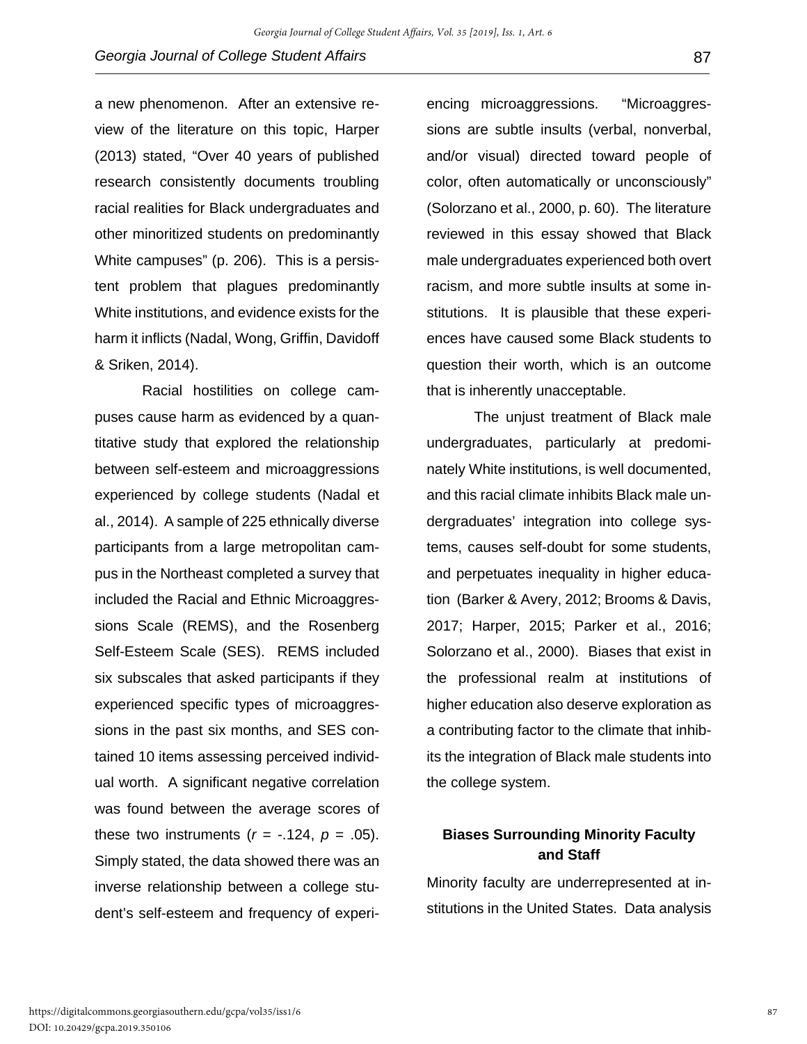a new phenomenon. After an extensive review of the literature on this topic, Harper (2013) stated, "Over 40 years of published research consistently documents troubling racial realities for Black undergraduates and other minoritized students on predominantly White campuses" (p. 206). This is a persistent problem that plagues predominantly White institutions, and evidence exists for the harm it inflicts (Nadal, Wong, Griffin, Davidoff & Sriken, 2014).

Racial hostilities on college campuses cause harm as evidenced by a quantitative study that explored the relationship between self-esteem and microaggressions experienced by college students (Nadal et al., 2014). A sample of 225 ethnically diverse participants from a large metropolitan campus in the Northeast completed a survey that included the Racial and Ethnic Microaggressions Scale (REMS), and the Rosenberg Self-Esteem Scale (SES). REMS included six subscales that asked participants if they experienced specific types of microaggressions in the past six months, and SES contained 10 items assessing perceived individual worth. A significant negative correlation was found between the average scores of these two instruments ($r$ = -.124, $p$ = .05). Simply stated, the data showed there was an inverse relationship between a college student's self-esteem and frequency of experiencing microaggressions. "Microaggressions are subtle insults (verbal, nonverbal, and/or visual) directed toward people of color, often automatically or unconsciously" (Solorzano et al., 2000, p. 60). The literature reviewed in this essay showed that Black male undergraduates experienced both overt racism, and more subtle insults at some institutions. It is plausible that these experiences have caused some Black students to question their worth, which is an outcome that is inherently unacceptable.

The unjust treatment of Black male undergraduates, particularly at predominately White institutions, is well documented, and this racial climate inhibits Black male undergraduates' integration into college systems, causes self-doubt for some students, and perpetuates inequality in higher education (Barker & Avery, 2012; Brooms & Davis, 2017; Harper, 2015; Parker et al., 2016; Solorzano et al., 2000). Biases that exist in the professional realm at institutions of higher education also deserve exploration as a contributing factor to the climate that inhibits the integration of Black male students into the college system.

## Biases Surrounding Minority Faculty and Staff

Minority faculty are underrepresented at institutions in the United States. Data analysis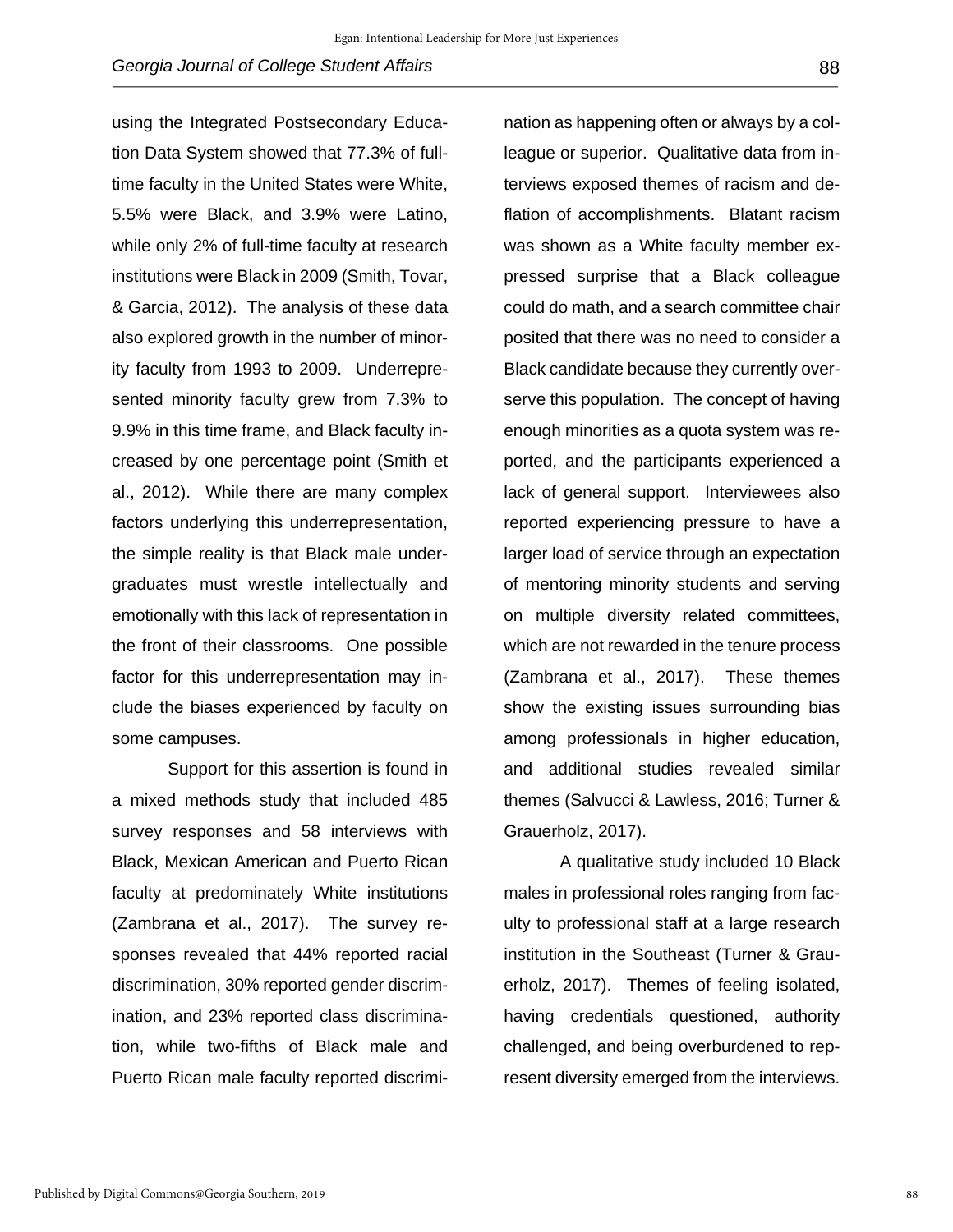using the Integrated Postsecondary Education Data System showed that 77.3% of full-time faculty in the United States were White, 5.5% were Black, and 3.9% were Latino, while only 2% of full-time faculty at research institutions were Black in 2009 (Smith, Tovar, & Garcia, 2012). The analysis of these data also explored growth in the number of minority faculty from 1993 to 2009. Underrepresented minority faculty grew from 7.3% to 9.9% in this time frame, and Black faculty increased by one percentage point (Smith et al., 2012). While there are many complex factors underlying this underrepresentation, the simple reality is that Black male undergraduates must wrestle intellectually and emotionally with this lack of representation in the front of their classrooms. One possible factor for this underrepresentation may include the biases experienced by faculty on some campuses.

Support for this assertion is found in a mixed methods study that included 485 survey responses and 58 interviews with Black, Mexican American and Puerto Rican faculty at predominately White institutions (Zambrana et al., 2017). The survey responses revealed that 44% reported racial discrimination, 30% reported gender discrimination, and 23% reported class discrimination, while two-fifths of Black male and Puerto Rican male faculty reported discrimination as happening often or always by a colleague or superior. Qualitative data from interviews exposed themes of racism and deflation of accomplishments. Blatant racism was shown as a White faculty member expressed surprise that a Black colleague could do math, and a search committee chair posited that there was no need to consider a Black candidate because they currently overserve this population. The concept of having enough minorities as a quota system was reported, and the participants experienced a lack of general support. Interviewees also reported experiencing pressure to have a larger load of service through an expectation of mentoring minority students and serving on multiple diversity related committees, which are not rewarded in the tenure process (Zambrana et al., 2017). These themes show the existing issues surrounding bias among professionals in higher education, and additional studies revealed similar themes (Salvucci & Lawless, 2016; Turner & Grauerholz, 2017).

A qualitative study included 10 Black males in professional roles ranging from faculty to professional staff at a large research institution in the Southeast (Turner & Grauerholz, 2017). Themes of feeling isolated, having credentials questioned, authority challenged, and being overburdened to represent diversity emerged from the interviews.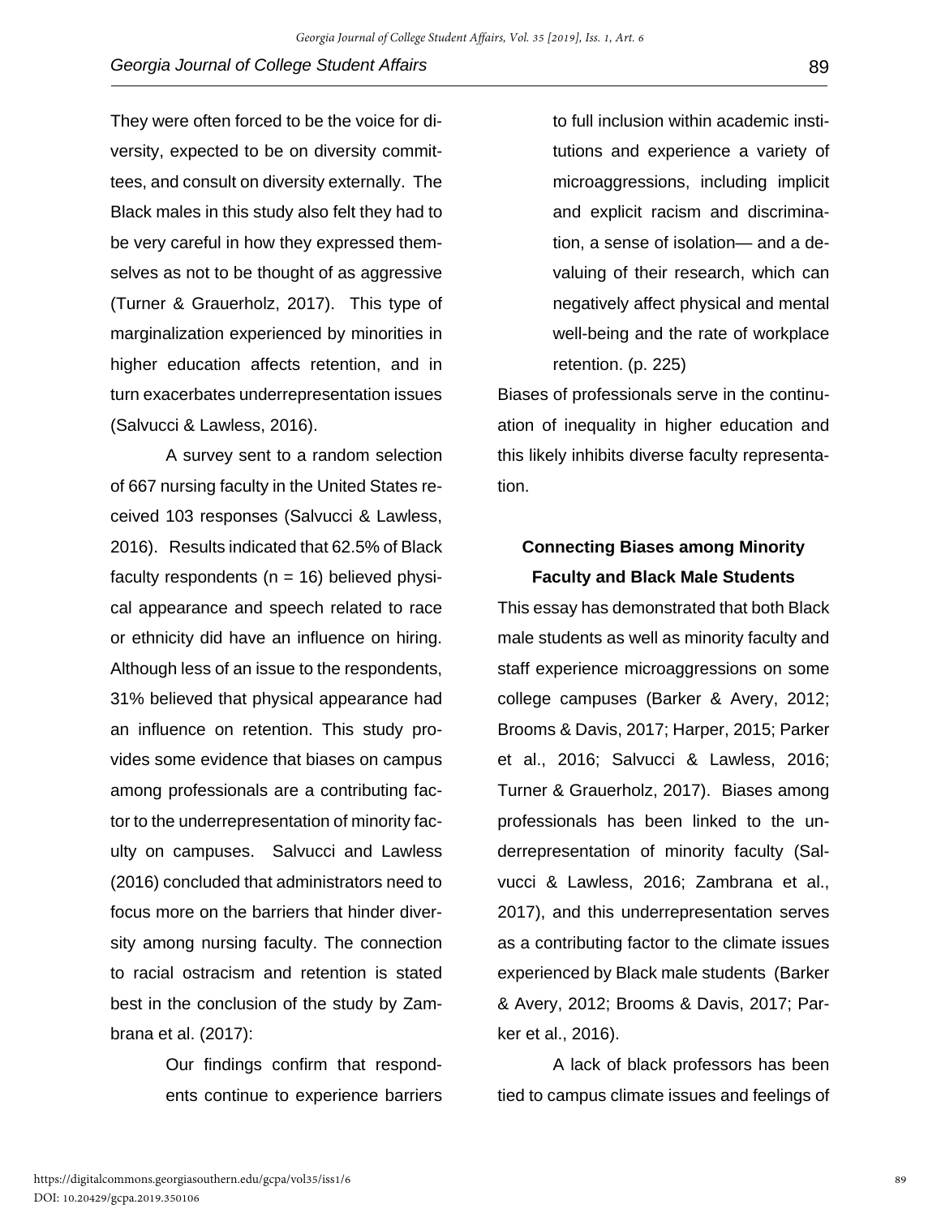They were often forced to be the voice for diversity, expected to be on diversity committees, and consult on diversity externally. The Black males in this study also felt they had to be very careful in how they expressed themselves as not to be thought of as aggressive (Turner & Grauerholz, 2017). This type of marginalization experienced by minorities in higher education affects retention, and in turn exacerbates underrepresentation issues (Salvucci & Lawless, 2016).

A survey sent to a random selection of 667 nursing faculty in the United States received 103 responses (Salvucci & Lawless, 2016). Results indicated that 62.5% of Black faculty respondents (n = 16) believed physical appearance and speech related to race or ethnicity did have an influence on hiring. Although less of an issue to the respondents, 31% believed that physical appearance had an influence on retention. This study provides some evidence that biases on campus among professionals are a contributing factor to the underrepresentation of minority faculty on campuses. Salvucci and Lawless (2016) concluded that administrators need to focus more on the barriers that hinder diversity among nursing faculty. The connection to racial ostracism and retention is stated best in the conclusion of the study by Zambrana et al. (2017):

> Our findings confirm that respondents continue to experience barriers to full inclusion within academic institutions and experience a variety of microaggressions, including implicit and explicit racism and discrimination, a sense of isolation— and a devaluing of their research, which can negatively affect physical and mental well-being and the rate of workplace retention. (p. 225)

Biases of professionals serve in the continuation of inequality in higher education and this likely inhibits diverse faculty representation.

## Connecting Biases among Minority Faculty and Black Male Students

This essay has demonstrated that both Black male students as well as minority faculty and staff experience microaggressions on some college campuses (Barker & Avery, 2012; Brooms & Davis, 2017; Harper, 2015; Parker et al., 2016; Salvucci & Lawless, 2016; Turner & Grauerholz, 2017). Biases among professionals has been linked to the underrepresentation of minority faculty (Salvucci & Lawless, 2016; Zambrana et al., 2017), and this underrepresentation serves as a contributing factor to the climate issues experienced by Black male students (Barker & Avery, 2012; Brooms & Davis, 2017; Parker et al., 2016).

A lack of black professors has been tied to campus climate issues and feelings of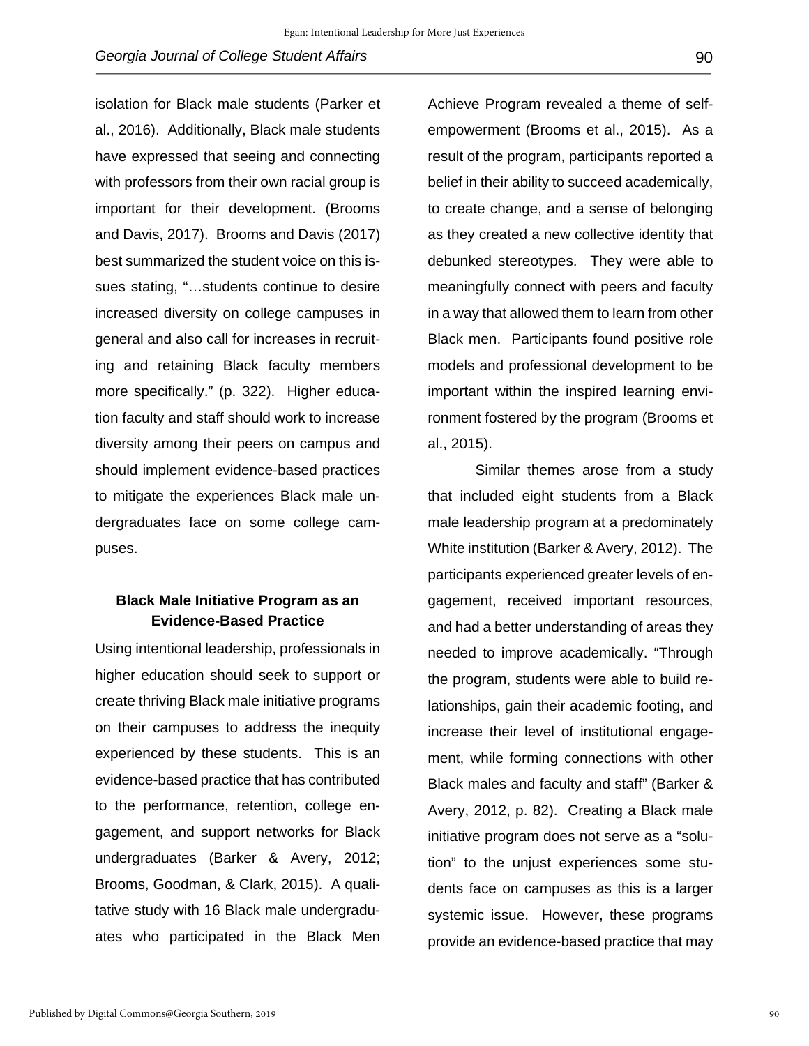isolation for Black male students (Parker et al., 2016). Additionally, Black male students have expressed that seeing and connecting with professors from their own racial group is important for their development. (Brooms and Davis, 2017). Brooms and Davis (2017) best summarized the student voice on this issues stating, "…students continue to desire increased diversity on college campuses in general and also call for increases in recruiting and retaining Black faculty members more specifically." (p. 322). Higher education faculty and staff should work to increase diversity among their peers on campus and should implement evidence-based practices to mitigate the experiences Black male undergraduates face on some college campuses.

### Black Male Initiative Program as an Evidence-Based Practice

Using intentional leadership, professionals in higher education should seek to support or create thriving Black male initiative programs on their campuses to address the inequity experienced by these students. This is an evidence-based practice that has contributed to the performance, retention, college engagement, and support networks for Black undergraduates (Barker & Avery, 2012; Brooms, Goodman, & Clark, 2015). A qualitative study with 16 Black male undergraduates who participated in the Black Men Achieve Program revealed a theme of self-empowerment (Brooms et al., 2015). As a result of the program, participants reported a belief in their ability to succeed academically, to create change, and a sense of belonging as they created a new collective identity that debunked stereotypes. They were able to meaningfully connect with peers and faculty in a way that allowed them to learn from other Black men. Participants found positive role models and professional development to be important within the inspired learning environment fostered by the program (Brooms et al., 2015).

Similar themes arose from a study that included eight students from a Black male leadership program at a predominately White institution (Barker & Avery, 2012). The participants experienced greater levels of engagement, received important resources, and had a better understanding of areas they needed to improve academically. "Through the program, students were able to build relationships, gain their academic footing, and increase their level of institutional engagement, while forming connections with other Black males and faculty and staff" (Barker & Avery, 2012, p. 82). Creating a Black male initiative program does not serve as a "solution" to the unjust experiences some students face on campuses as this is a larger systemic issue. However, these programs provide an evidence-based practice that may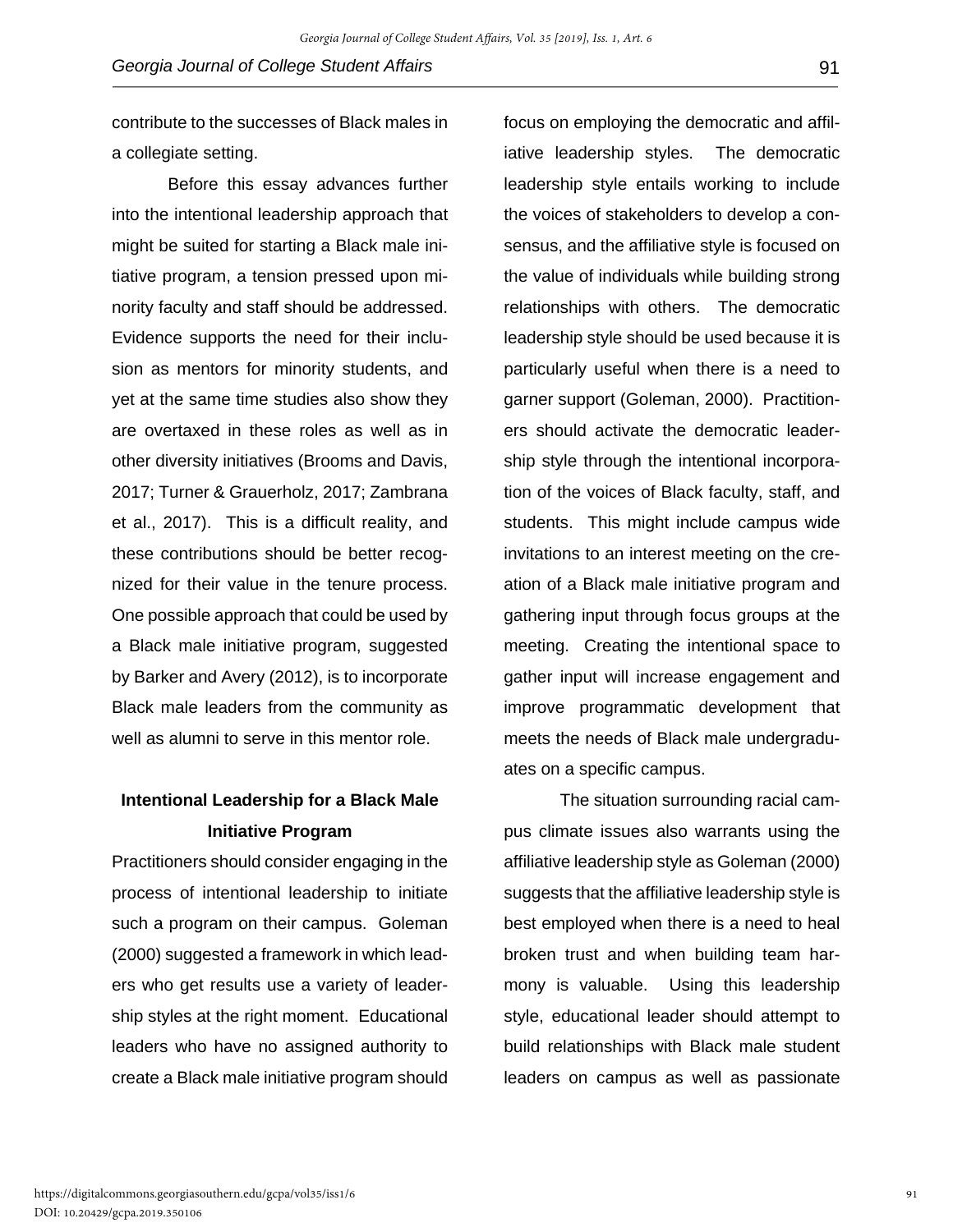contribute to the successes of Black males in a collegiate setting.

Before this essay advances further into the intentional leadership approach that might be suited for starting a Black male initiative program, a tension pressed upon minority faculty and staff should be addressed. Evidence supports the need for their inclusion as mentors for minority students, and yet at the same time studies also show they are overtaxed in these roles as well as in other diversity initiatives (Brooms and Davis, 2017; Turner & Grauerholz, 2017; Zambrana et al., 2017). This is a difficult reality, and these contributions should be better recognized for their value in the tenure process. One possible approach that could be used by a Black male initiative program, suggested by Barker and Avery (2012), is to incorporate Black male leaders from the community as well as alumni to serve in this mentor role.

## Intentional Leadership for a Black Male Initiative Program

Practitioners should consider engaging in the process of intentional leadership to initiate such a program on their campus. Goleman (2000) suggested a framework in which leaders who get results use a variety of leadership styles at the right moment. Educational leaders who have no assigned authority to create a Black male initiative program should focus on employing the democratic and affiliative leadership styles. The democratic leadership style entails working to include the voices of stakeholders to develop a consensus, and the affiliative style is focused on the value of individuals while building strong relationships with others. The democratic leadership style should be used because it is particularly useful when there is a need to garner support (Goleman, 2000). Practitioners should activate the democratic leadership style through the intentional incorporation of the voices of Black faculty, staff, and students. This might include campus wide invitations to an interest meeting on the creation of a Black male initiative program and gathering input through focus groups at the meeting. Creating the intentional space to gather input will increase engagement and improve programmatic development that meets the needs of Black male undergraduates on a specific campus.

The situation surrounding racial campus climate issues also warrants using the affiliative leadership style as Goleman (2000) suggests that the affiliative leadership style is best employed when there is a need to heal broken trust and when building team harmony is valuable. Using this leadership style, educational leader should attempt to build relationships with Black male student leaders on campus as well as passionate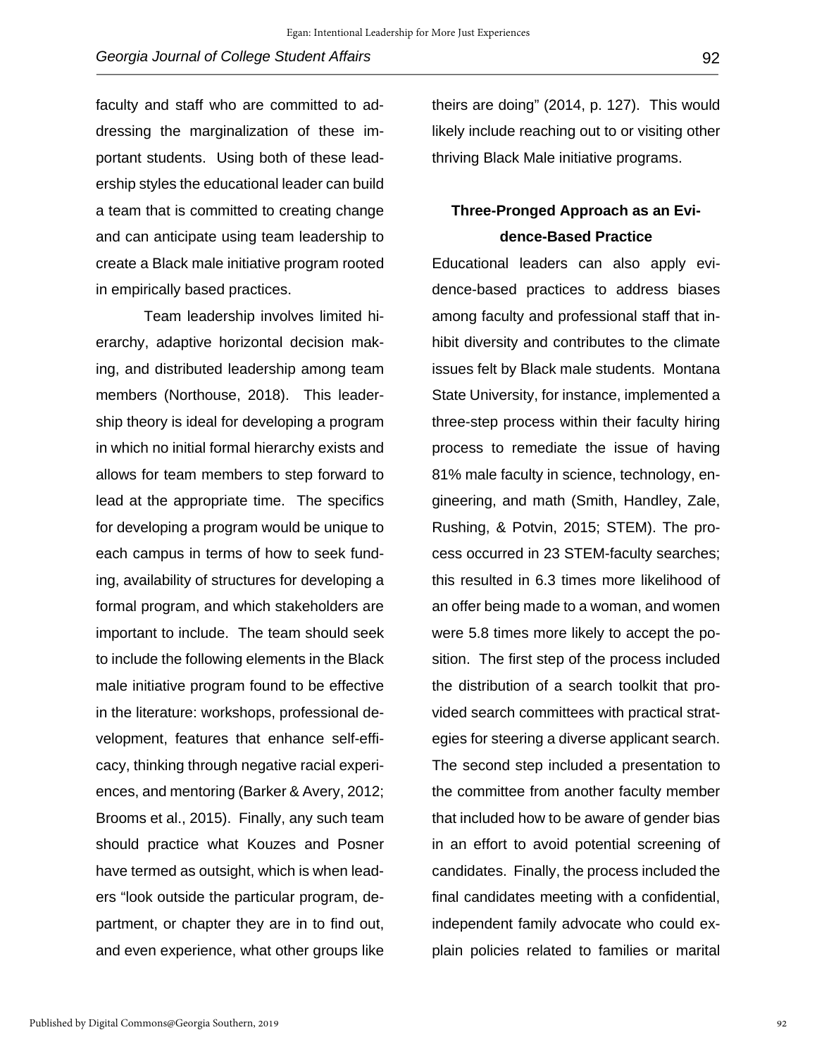faculty and staff who are committed to addressing the marginalization of these important students. Using both of these leadership styles the educational leader can build a team that is committed to creating change and can anticipate using team leadership to create a Black male initiative program rooted in empirically based practices.

Team leadership involves limited hierarchy, adaptive horizontal decision making, and distributed leadership among team members (Northouse, 2018). This leadership theory is ideal for developing a program in which no initial formal hierarchy exists and allows for team members to step forward to lead at the appropriate time. The specifics for developing a program would be unique to each campus in terms of how to seek funding, availability of structures for developing a formal program, and which stakeholders are important to include. The team should seek to include the following elements in the Black male initiative program found to be effective in the literature: workshops, professional development, features that enhance self-efficacy, thinking through negative racial experiences, and mentoring (Barker & Avery, 2012; Brooms et al., 2015). Finally, any such team should practice what Kouzes and Posner have termed as outsight, which is when leaders "look outside the particular program, department, or chapter they are in to find out, and even experience, what other groups like theirs are doing" (2014, p. 127). This would likely include reaching out to or visiting other thriving Black Male initiative programs.

## Three-Pronged Approach as an Evidence-Based Practice

Educational leaders can also apply evidence-based practices to address biases among faculty and professional staff that inhibit diversity and contributes to the climate issues felt by Black male students. Montana State University, for instance, implemented a three-step process within their faculty hiring process to remediate the issue of having 81% male faculty in science, technology, engineering, and math (Smith, Handley, Zale, Rushing, & Potvin, 2015; STEM). The process occurred in 23 STEM-faculty searches; this resulted in 6.3 times more likelihood of an offer being made to a woman, and women were 5.8 times more likely to accept the position. The first step of the process included the distribution of a search toolkit that provided search committees with practical strategies for steering a diverse applicant search. The second step included a presentation to the committee from another faculty member that included how to be aware of gender bias in an effort to avoid potential screening of candidates. Finally, the process included the final candidates meeting with a confidential, independent family advocate who could explain policies related to families or marital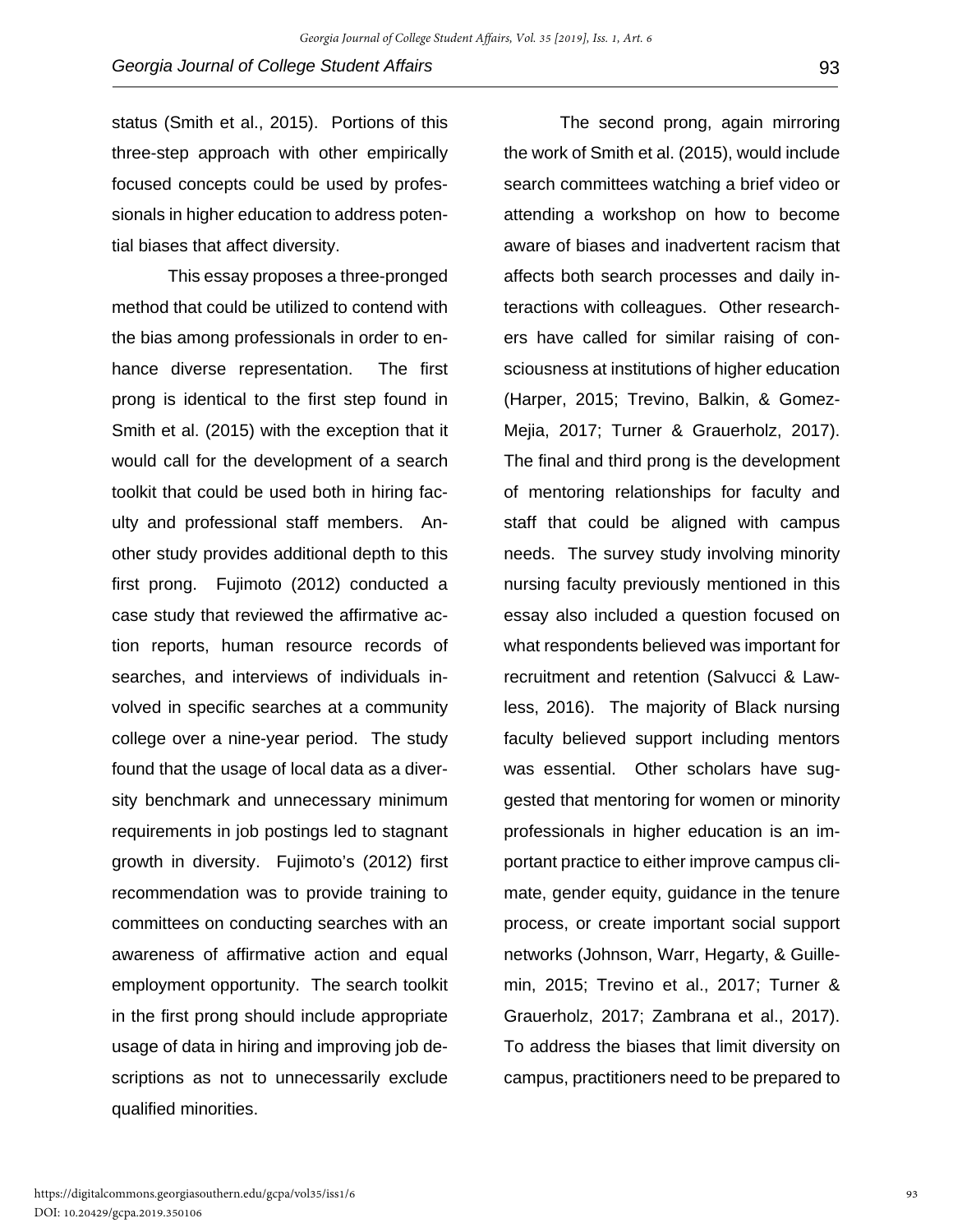status (Smith et al., 2015). Portions of this three-step approach with other empirically focused concepts could be used by professionals in higher education to address potential biases that affect diversity.

This essay proposes a three-pronged method that could be utilized to contend with the bias among professionals in order to enhance diverse representation. The first prong is identical to the first step found in Smith et al. (2015) with the exception that it would call for the development of a search toolkit that could be used both in hiring faculty and professional staff members. Another study provides additional depth to this first prong. Fujimoto (2012) conducted a case study that reviewed the affirmative action reports, human resource records of searches, and interviews of individuals involved in specific searches at a community college over a nine-year period. The study found that the usage of local data as a diversity benchmark and unnecessary minimum requirements in job postings led to stagnant growth in diversity. Fujimoto's (2012) first recommendation was to provide training to committees on conducting searches with an awareness of affirmative action and equal employment opportunity. The search toolkit in the first prong should include appropriate usage of data in hiring and improving job descriptions as not to unnecessarily exclude qualified minorities.

The second prong, again mirroring the work of Smith et al. (2015), would include search committees watching a brief video or attending a workshop on how to become aware of biases and inadvertent racism that affects both search processes and daily interactions with colleagues. Other researchers have called for similar raising of consciousness at institutions of higher education (Harper, 2015; Trevino, Balkin, & Gomez-Mejia, 2017; Turner & Grauerholz, 2017). The final and third prong is the development of mentoring relationships for faculty and staff that could be aligned with campus needs. The survey study involving minority nursing faculty previously mentioned in this essay also included a question focused on what respondents believed was important for recruitment and retention (Salvucci & Lawless, 2016). The majority of Black nursing faculty believed support including mentors was essential. Other scholars have suggested that mentoring for women or minority professionals in higher education is an important practice to either improve campus climate, gender equity, guidance in the tenure process, or create important social support networks (Johnson, Warr, Hegarty, & Guillemin, 2015; Trevino et al., 2017; Turner & Grauerholz, 2017; Zambrana et al., 2017). To address the biases that limit diversity on campus, practitioners need to be prepared to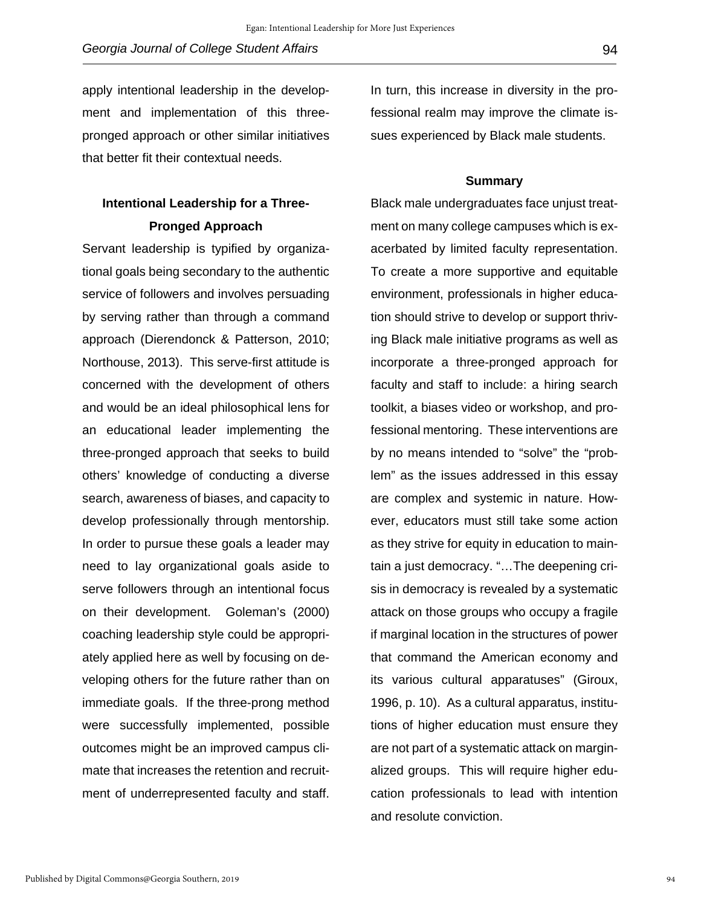apply intentional leadership in the development and implementation of this three-pronged approach or other similar initiatives that better fit their contextual needs.

## Intentional Leadership for a Three-Pronged Approach

Servant leadership is typified by organizational goals being secondary to the authentic service of followers and involves persuading by serving rather than through a command approach (Dierendonck & Patterson, 2010; Northouse, 2013). This serve-first attitude is concerned with the development of others and would be an ideal philosophical lens for an educational leader implementing the three-pronged approach that seeks to build others' knowledge of conducting a diverse search, awareness of biases, and capacity to develop professionally through mentorship. In order to pursue these goals a leader may need to lay organizational goals aside to serve followers through an intentional focus on their development. Goleman's (2000) coaching leadership style could be appropriately applied here as well by focusing on developing others for the future rather than on immediate goals. If the three-prong method were successfully implemented, possible outcomes might be an improved campus climate that increases the retention and recruitment of underrepresented faculty and staff. In turn, this increase in diversity in the professional realm may improve the climate issues experienced by Black male students.

## Summary

Black male undergraduates face unjust treatment on many college campuses which is exacerbated by limited faculty representation. To create a more supportive and equitable environment, professionals in higher education should strive to develop or support thriving Black male initiative programs as well as incorporate a three-pronged approach for faculty and staff to include: a hiring search toolkit, a biases video or workshop, and professional mentoring. These interventions are by no means intended to "solve" the "problem" as the issues addressed in this essay are complex and systemic in nature. However, educators must still take some action as they strive for equity in education to maintain a just democracy. "…The deepening crisis in democracy is revealed by a systematic attack on those groups who occupy a fragile if marginal location in the structures of power that command the American economy and its various cultural apparatuses" (Giroux, 1996, p. 10). As a cultural apparatus, institutions of higher education must ensure they are not part of a systematic attack on marginalized groups. This will require higher education professionals to lead with intention and resolute conviction.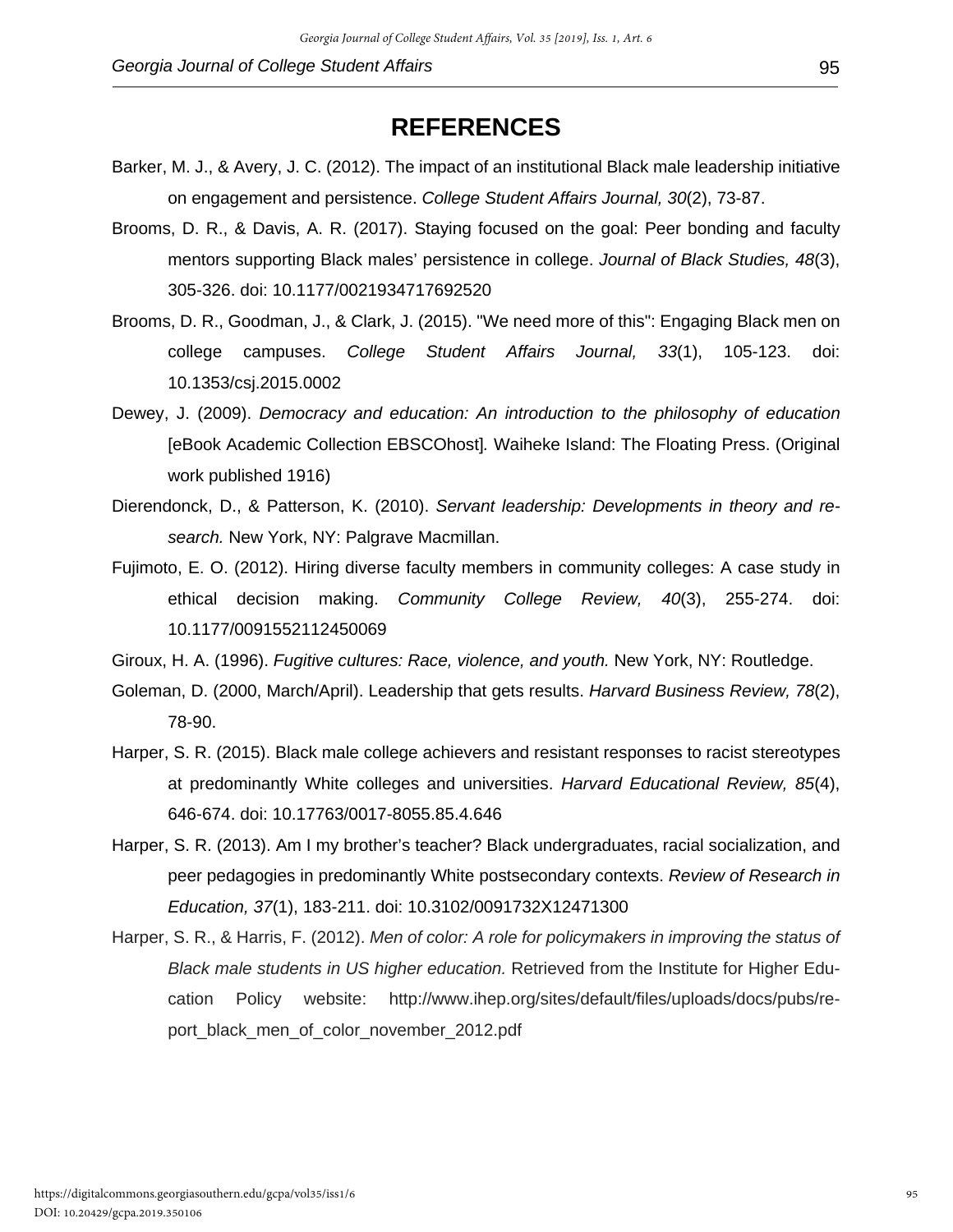# REFERENCES

Barker, M. J., & Avery, J. C. (2012). The impact of an institutional Black male leadership initiative on engagement and persistence. *College Student Affairs Journal, 30*(2), 73-87.

Brooms, D. R., & Davis, A. R. (2017). Staying focused on the goal: Peer bonding and faculty mentors supporting Black males' persistence in college. *Journal of Black Studies, 48*(3), 305-326. doi: 10.1177/0021934717692520

Brooms, D. R., Goodman, J., & Clark, J. (2015). "We need more of this": Engaging Black men on college campuses. *College Student Affairs Journal, 33*(1), 105-123. doi: 10.1353/csj.2015.0002

Dewey, J. (2009). *Democracy and education: An introduction to the philosophy of education* [eBook Academic Collection EBSCOhost]*.* Waiheke Island: The Floating Press. (Original work published 1916)

Dierendonck, D., & Patterson, K. (2010). *Servant leadership: Developments in theory and research.* New York, NY: Palgrave Macmillan.

Fujimoto, E. O. (2012). Hiring diverse faculty members in community colleges: A case study in ethical decision making. *Community College Review, 40*(3), 255-274. doi: 10.1177/0091552112450069

Giroux, H. A. (1996). *Fugitive cultures: Race, violence, and youth.* New York, NY: Routledge.

Goleman, D. (2000, March/April). Leadership that gets results. *Harvard Business Review, 78*(2), 78-90.

Harper, S. R. (2015). Black male college achievers and resistant responses to racist stereotypes at predominantly White colleges and universities. *Harvard Educational Review, 85*(4), 646-674. doi: 10.17763/0017-8055.85.4.646

Harper, S. R. (2013). Am I my brother's teacher? Black undergraduates, racial socialization, and peer pedagogies in predominantly White postsecondary contexts. *Review of Research in Education, 37*(1), 183-211. doi: 10.3102/0091732X12471300

Harper, S. R., & Harris, F. (2012). *Men of color: A role for policymakers in improving the status of Black male students in US higher education.* Retrieved from the Institute for Higher Education Policy website: http://www.ihep.org/sites/default/files/uploads/docs/pubs/report_black_men_of_color_november_2012.pdf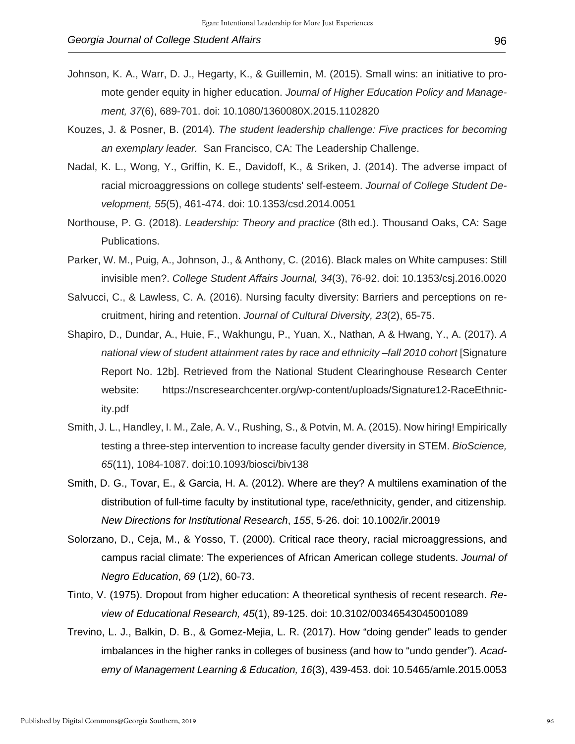Johnson, K. A., Warr, D. J., Hegarty, K., & Guillemin, M. (2015). Small wins: an initiative to promote gender equity in higher education. *Journal of Higher Education Policy and Management, 37*(6), 689-701. doi: 10.1080/1360080X.2015.1102820

Kouzes, J. & Posner, B. (2014). *The student leadership challenge: Five practices for becoming an exemplary leader.* San Francisco, CA: The Leadership Challenge.

Nadal, K. L., Wong, Y., Griffin, K. E., Davidoff, K., & Sriken, J. (2014). The adverse impact of racial microaggressions on college students' self-esteem. *Journal of College Student Development, 55*(5), 461-474. doi: 10.1353/csd.2014.0051

Northouse, P. G. (2018). *Leadership: Theory and practice* (8th ed.). Thousand Oaks, CA: Sage Publications.

Parker, W. M., Puig, A., Johnson, J., & Anthony, C. (2016). Black males on White campuses: Still invisible men?. *College Student Affairs Journal, 34*(3), 76-92. doi: 10.1353/csj.2016.0020

Salvucci, C., & Lawless, C. A. (2016). Nursing faculty diversity: Barriers and perceptions on recruitment, hiring and retention. *Journal of Cultural Diversity, 23*(2), 65-75.

Shapiro, D., Dundar, A., Huie, F., Wakhungu, P., Yuan, X., Nathan, A & Hwang, Y., A. (2017). *A national view of student attainment rates by race and ethnicity –fall 2010 cohort* [Signature Report No. 12b]. Retrieved from the National Student Clearinghouse Research Center website: https://nscresearchcenter.org/wp-content/uploads/Signature12-RaceEthnicity.pdf

Smith, J. L., Handley, I. M., Zale, A. V., Rushing, S., & Potvin, M. A. (2015). Now hiring! Empirically testing a three-step intervention to increase faculty gender diversity in STEM. *BioScience, 65*(11), 1084-1087. doi:10.1093/biosci/biv138

Smith, D. G., Tovar, E., & Garcia, H. A. (2012). Where are they? A multilens examination of the distribution of full-time faculty by institutional type, race/ethnicity, gender, and citizenship*.* *New Directions for Institutional Research*, *155*, 5-26. doi: 10.1002/ir.20019

Solorzano, D., Ceja, M., & Yosso, T. (2000). Critical race theory, racial microaggressions, and campus racial climate: The experiences of African American college students. *Journal of Negro Education*, *69* (1/2), 60-73.

Tinto, V. (1975). Dropout from higher education: A theoretical synthesis of recent research. *Review of Educational Research, 45*(1), 89-125. doi: 10.3102/00346543045001089

Trevino, L. J., Balkin, D. B., & Gomez-Mejia, L. R. (2017). How "doing gender" leads to gender imbalances in the higher ranks in colleges of business (and how to "undo gender"). *Academy of Management Learning & Education, 16*(3), 439-453. doi: 10.5465/amle.2015.0053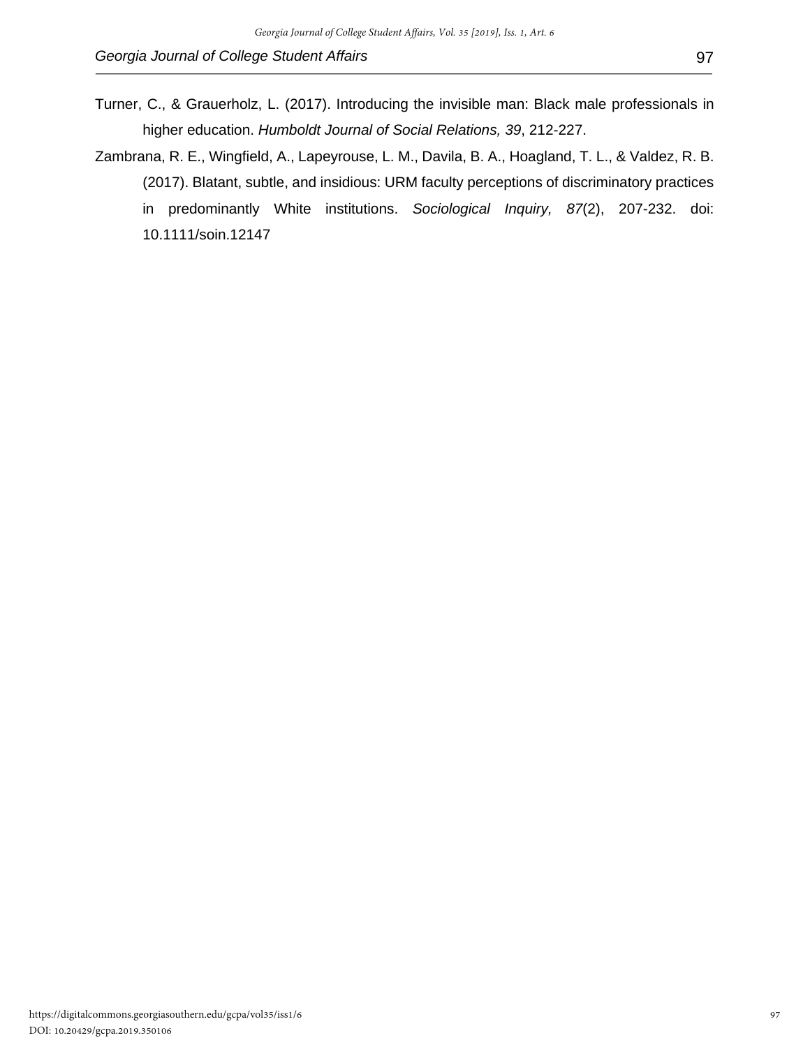Turner, C., & Grauerholz, L. (2017). Introducing the invisible man: Black male professionals in higher education. *Humboldt Journal of Social Relations, 39*, 212-227.

Zambrana, R. E., Wingfield, A., Lapeyrouse, L. M., Davila, B. A., Hoagland, T. L., & Valdez, R. B. (2017). Blatant, subtle, and insidious: URM faculty perceptions of discriminatory practices in predominantly White institutions. *Sociological Inquiry, 87*(2), 207-232. doi: 10.1111/soin.12147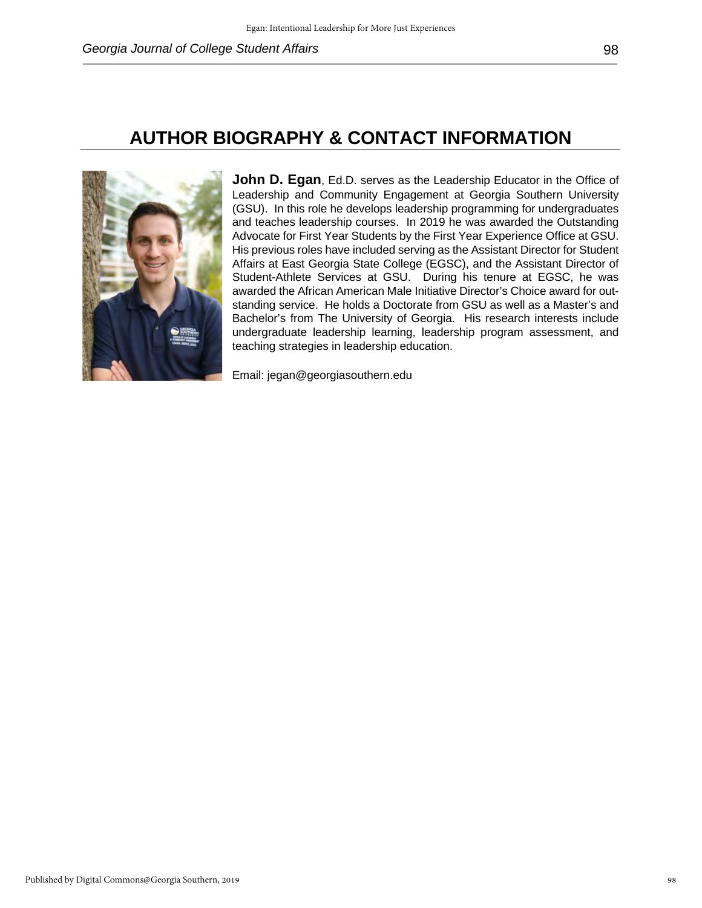# AUTHOR BIOGRAPHY & CONTACT INFORMATION

**John D. Egan**, Ed.D. serves as the Leadership Educator in the Office of Leadership and Community Engagement at Georgia Southern University (GSU). In this role he develops leadership programming for undergraduates and teaches leadership courses. In 2019 he was awarded the Outstanding Advocate for First Year Students by the First Year Experience Office at GSU. His previous roles have included serving as the Assistant Director for Student Affairs at East Georgia State College (EGSC), and the Assistant Director of Student-Athlete Services at GSU. During his tenure at EGSC, he was awarded the African American Male Initiative Director's Choice award for outstanding service. He holds a Doctorate from GSU as well as a Master's and Bachelor's from The University of Georgia. His research interests include undergraduate leadership learning, leadership program assessment, and teaching strategies in leadership education.

Email: jegan@georgiasouthern.edu